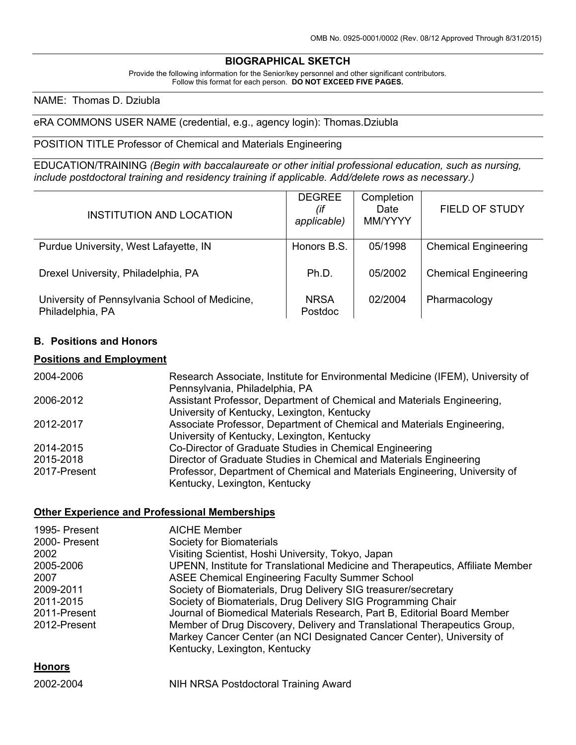OMB No. 0925-0001/0002 (Rev. 08/12 Approved Through 8/31/2015)

# BIOGRAPHICAL SKETCH

Provide the following information for the Senior/key personnel and other significant contributors.
Follow this format for each person. **DO NOT EXCEED FIVE PAGES.**

NAME: Thomas D. Dziubla

eRA COMMONS USER NAME (credential, e.g., agency login): Thomas.Dziubla

POSITION TITLE Professor of Chemical and Materials Engineering

EDUCATION/TRAINING *(Begin with baccalaureate or other initial professional education, such as nursing, include postdoctoral training and residency training if applicable. Add/delete rows as necessary.)*

| INSTITUTION AND LOCATION | DEGREE *(if applicable)* | Completion Date MM/YYYY | FIELD OF STUDY |
|---|---|---|---|
| Purdue University, West Lafayette, IN | Honors B.S. | 05/1998 | Chemical Engineering |
| Drexel University, Philadelphia, PA | Ph.D. | 05/2002 | Chemical Engineering |
| University of Pennsylvania School of Medicine, Philadelphia, PA | NRSA Postdoc | 02/2004 | Pharmacology |

## B. Positions and Honors

### Positions and Employment

| | |
|---|---|
| 2004-2006 | Research Associate, Institute for Environmental Medicine (IFEM), University of Pennsylvania, Philadelphia, PA |
| 2006-2012 | Assistant Professor, Department of Chemical and Materials Engineering, University of Kentucky, Lexington, Kentucky |
| 2012-2017 | Associate Professor, Department of Chemical and Materials Engineering, University of Kentucky, Lexington, Kentucky |
| 2014-2015 | Co-Director of Graduate Studies in Chemical Engineering |
| 2015-2018 | Director of Graduate Studies in Chemical and Materials Engineering |
| 2017-Present | Professor, Department of Chemical and Materials Engineering, University of Kentucky, Lexington, Kentucky |

### Other Experience and Professional Memberships

| | |
|---|---|
| 1995- Present | AICHE Member |
| 2000- Present | Society for Biomaterials |
| 2002 | Visiting Scientist, Hoshi University, Tokyo, Japan |
| 2005-2006 | UPENN, Institute for Translational Medicine and Therapeutics, Affiliate Member |
| 2007 | ASEE Chemical Engineering Faculty Summer School |
| 2009-2011 | Society of Biomaterials, Drug Delivery SIG treasurer/secretary |
| 2011-2015 | Society of Biomaterials, Drug Delivery SIG Programming Chair |
| 2011-Present | Journal of Biomedical Materials Research, Part B, Editorial Board Member |
| 2012-Present | Member of Drug Discovery, Delivery and Translational Therapeutics Group, Markey Cancer Center (an NCI Designated Cancer Center), University of Kentucky, Lexington, Kentucky |

### Honors

| | |
|---|---|
| 2002-2004 | NIH NRSA Postdoctoral Training Award |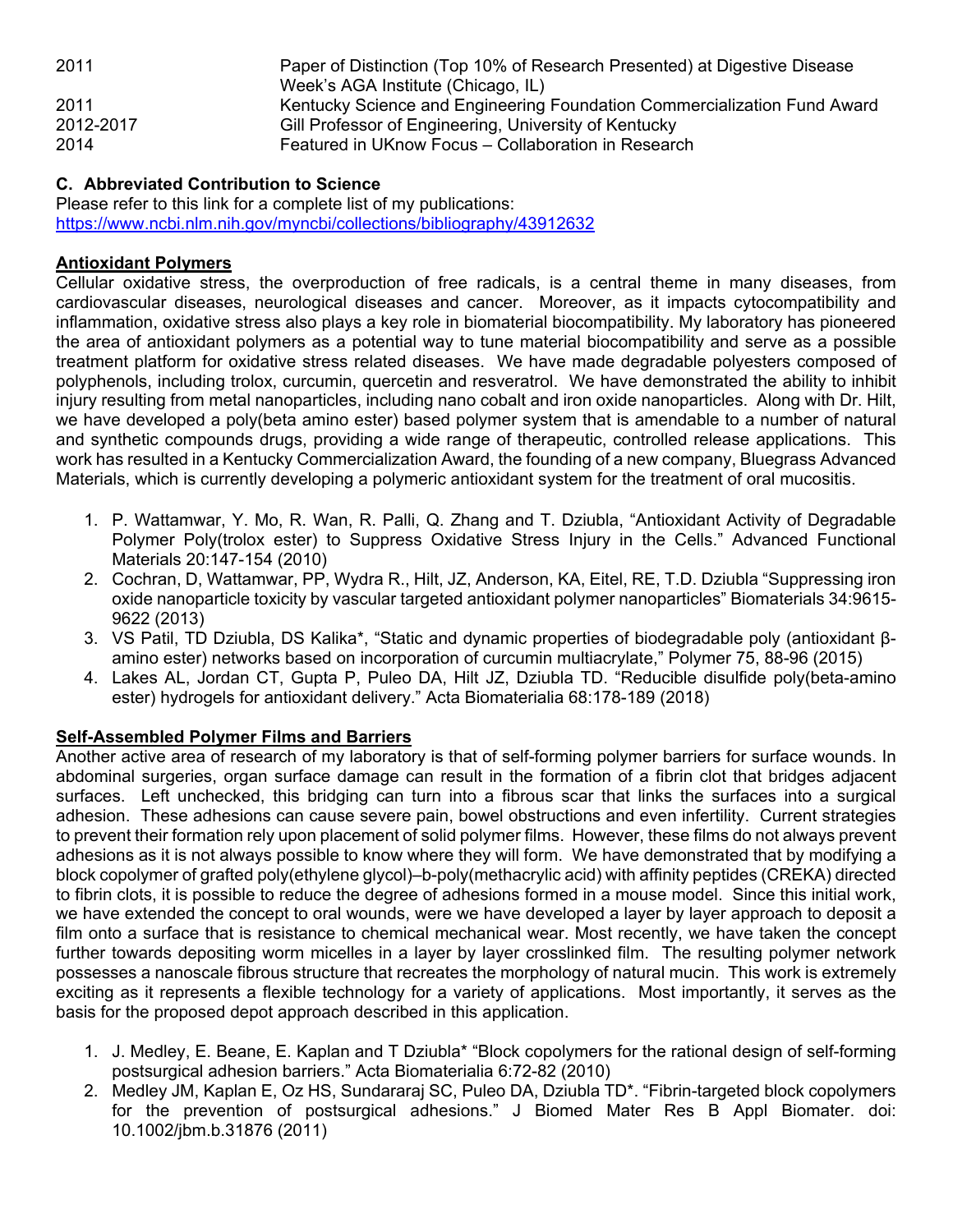| | |
|---|---|
| 2011 | Paper of Distinction (Top 10% of Research Presented) at Digestive Disease Week's AGA Institute (Chicago, IL) |
| 2011 | Kentucky Science and Engineering Foundation Commercialization Fund Award |
| 2012-2017 | Gill Professor of Engineering, University of Kentucky |
| 2014 | Featured in UKnow Focus – Collaboration in Research |

### C. Abbreviated Contribution to Science

Please refer to this link for a complete list of my publications:
https://www.ncbi.nlm.nih.gov/myncbi/collections/bibliography/43912632

**Antioxidant Polymers**

Cellular oxidative stress, the overproduction of free radicals, is a central theme in many diseases, from cardiovascular diseases, neurological diseases and cancer. Moreover, as it impacts cytocompatibility and inflammation, oxidative stress also plays a key role in biomaterial biocompatibility. My laboratory has pioneered the area of antioxidant polymers as a potential way to tune material biocompatibility and serve as a possible treatment platform for oxidative stress related diseases. We have made degradable polyesters composed of polyphenols, including trolox, curcumin, quercetin and resveratrol. We have demonstrated the ability to inhibit injury resulting from metal nanoparticles, including nano cobalt and iron oxide nanoparticles. Along with Dr. Hilt, we have developed a poly(beta amino ester) based polymer system that is amendable to a number of natural and synthetic compounds drugs, providing a wide range of therapeutic, controlled release applications. This work has resulted in a Kentucky Commercialization Award, the founding of a new company, Bluegrass Advanced Materials, which is currently developing a polymeric antioxidant system for the treatment of oral mucositis.

1. P. Wattamwar, Y. Mo, R. Wan, R. Palli, Q. Zhang and T. Dziubla, "Antioxidant Activity of Degradable Polymer Poly(trolox ester) to Suppress Oxidative Stress Injury in the Cells." Advanced Functional Materials 20:147-154 (2010)
2. Cochran, D, Wattamwar, PP, Wydra R., Hilt, JZ, Anderson, KA, Eitel, RE, T.D. Dziubla "Suppressing iron oxide nanoparticle toxicity by vascular targeted antioxidant polymer nanoparticles" Biomaterials 34:9615-9622 (2013)
3. VS Patil, TD Dziubla, DS Kalika*, "Static and dynamic properties of biodegradable poly (antioxidant β-amino ester) networks based on incorporation of curcumin multiacrylate," Polymer 75, 88-96 (2015)
4. Lakes AL, Jordan CT, Gupta P, Puleo DA, Hilt JZ, Dziubla TD. "Reducible disulfide poly(beta-amino ester) hydrogels for antioxidant delivery." Acta Biomaterialia 68:178-189 (2018)

**Self-Assembled Polymer Films and Barriers**

Another active area of research of my laboratory is that of self-forming polymer barriers for surface wounds. In abdominal surgeries, organ surface damage can result in the formation of a fibrin clot that bridges adjacent surfaces. Left unchecked, this bridging can turn into a fibrous scar that links the surfaces into a surgical adhesion. These adhesions can cause severe pain, bowel obstructions and even infertility. Current strategies to prevent their formation rely upon placement of solid polymer films. However, these films do not always prevent adhesions as it is not always possible to know where they will form. We have demonstrated that by modifying a block copolymer of grafted poly(ethylene glycol)–b-poly(methacrylic acid) with affinity peptides (CREKA) directed to fibrin clots, it is possible to reduce the degree of adhesions formed in a mouse model. Since this initial work, we have extended the concept to oral wounds, were we have developed a layer by layer approach to deposit a film onto a surface that is resistance to chemical mechanical wear. Most recently, we have taken the concept further towards depositing worm micelles in a layer by layer crosslinked film. The resulting polymer network possesses a nanoscale fibrous structure that recreates the morphology of natural mucin. This work is extremely exciting as it represents a flexible technology for a variety of applications. Most importantly, it serves as the basis for the proposed depot approach described in this application.

1. J. Medley, E. Beane, E. Kaplan and T Dziubla* "Block copolymers for the rational design of self-forming postsurgical adhesion barriers." Acta Biomaterialia 6:72-82 (2010)
2. Medley JM, Kaplan E, Oz HS, Sundararaj SC, Puleo DA, Dziubla TD*. "Fibrin-targeted block copolymers for the prevention of postsurgical adhesions." J Biomed Mater Res B Appl Biomater. doi: 10.1002/jbm.b.31876 (2011)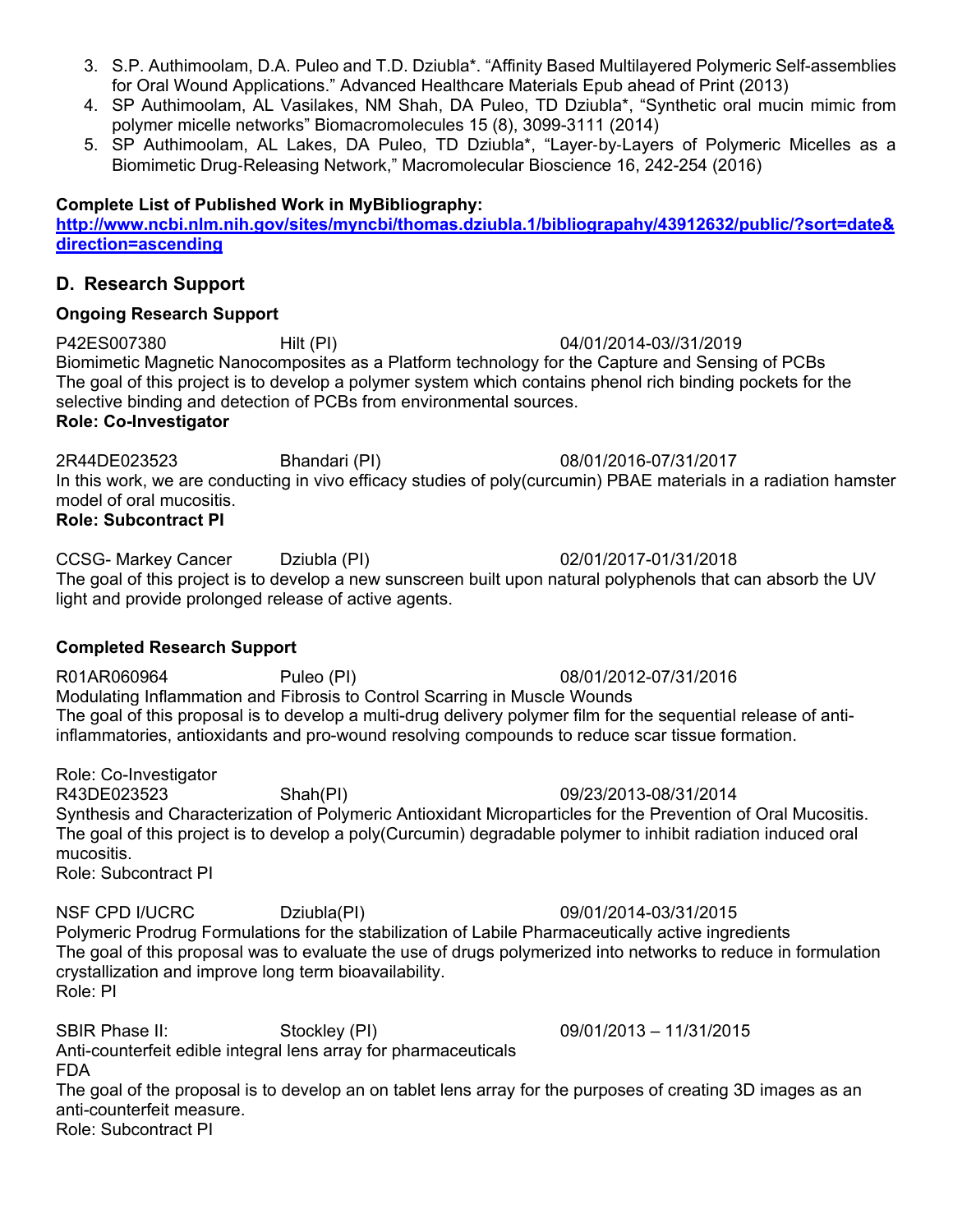3. S.P. Authimoolam, D.A. Puleo and T.D. Dziubla*. "Affinity Based Multilayered Polymeric Self-assemblies for Oral Wound Applications." Advanced Healthcare Materials Epub ahead of Print (2013)
4. SP Authimoolam, AL Vasilakes, NM Shah, DA Puleo, TD Dziubla*, "Synthetic oral mucin mimic from polymer micelle networks" Biomacromolecules 15 (8), 3099-3111 (2014)
5. SP Authimoolam, AL Lakes, DA Puleo, TD Dziubla*, "Layer-by-Layers of Polymeric Micelles as a Biomimetic Drug-Releasing Network," Macromolecular Bioscience 16, 242-254 (2016)

**Complete List of Published Work in MyBibliography:**
**http://www.ncbi.nlm.nih.gov/sites/myncbi/thomas.dziubla.1/bibliograpahy/43912632/public/?sort=date&direction=ascending**

## D. Research Support

### Ongoing Research Support

P42ES007380 Hilt (PI) 04/01/2014-03//31/2019
Biomimetic Magnetic Nanocomposites as a Platform technology for the Capture and Sensing of PCBs
The goal of this project is to develop a polymer system which contains phenol rich binding pockets for the selective binding and detection of PCBs from environmental sources.
**Role: Co-Investigator**

2R44DE023523 Bhandari (PI) 08/01/2016-07/31/2017
In this work, we are conducting in vivo efficacy studies of poly(curcumin) PBAE materials in a radiation hamster model of oral mucositis.
**Role: Subcontract PI**

CCSG- Markey Cancer Dziubla (PI) 02/01/2017-01/31/2018
The goal of this project is to develop a new sunscreen built upon natural polyphenols that can absorb the UV light and provide prolonged release of active agents.

### Completed Research Support

R01AR060964 Puleo (PI) 08/01/2012-07/31/2016
Modulating Inflammation and Fibrosis to Control Scarring in Muscle Wounds
The goal of this proposal is to develop a multi-drug delivery polymer film for the sequential release of anti-inflammatories, antioxidants and pro-wound resolving compounds to reduce scar tissue formation.

Role: Co-Investigator
R43DE023523 Shah(PI) 09/23/2013-08/31/2014
Synthesis and Characterization of Polymeric Antioxidant Microparticles for the Prevention of Oral Mucositis.
The goal of this project is to develop a poly(Curcumin) degradable polymer to inhibit radiation induced oral mucositis.
Role: Subcontract PI

NSF CPD I/UCRC Dziubla(PI) 09/01/2014-03/31/2015
Polymeric Prodrug Formulations for the stabilization of Labile Pharmaceutically active ingredients
The goal of this proposal was to evaluate the use of drugs polymerized into networks to reduce in formulation crystallization and improve long term bioavailability.
Role: PI

SBIR Phase II: Stockley (PI) 09/01/2013 – 11/31/2015
Anti-counterfeit edible integral lens array for pharmaceuticals
FDA
The goal of the proposal is to develop an on tablet lens array for the purposes of creating 3D images as an anti-counterfeit measure.
Role: Subcontract PI